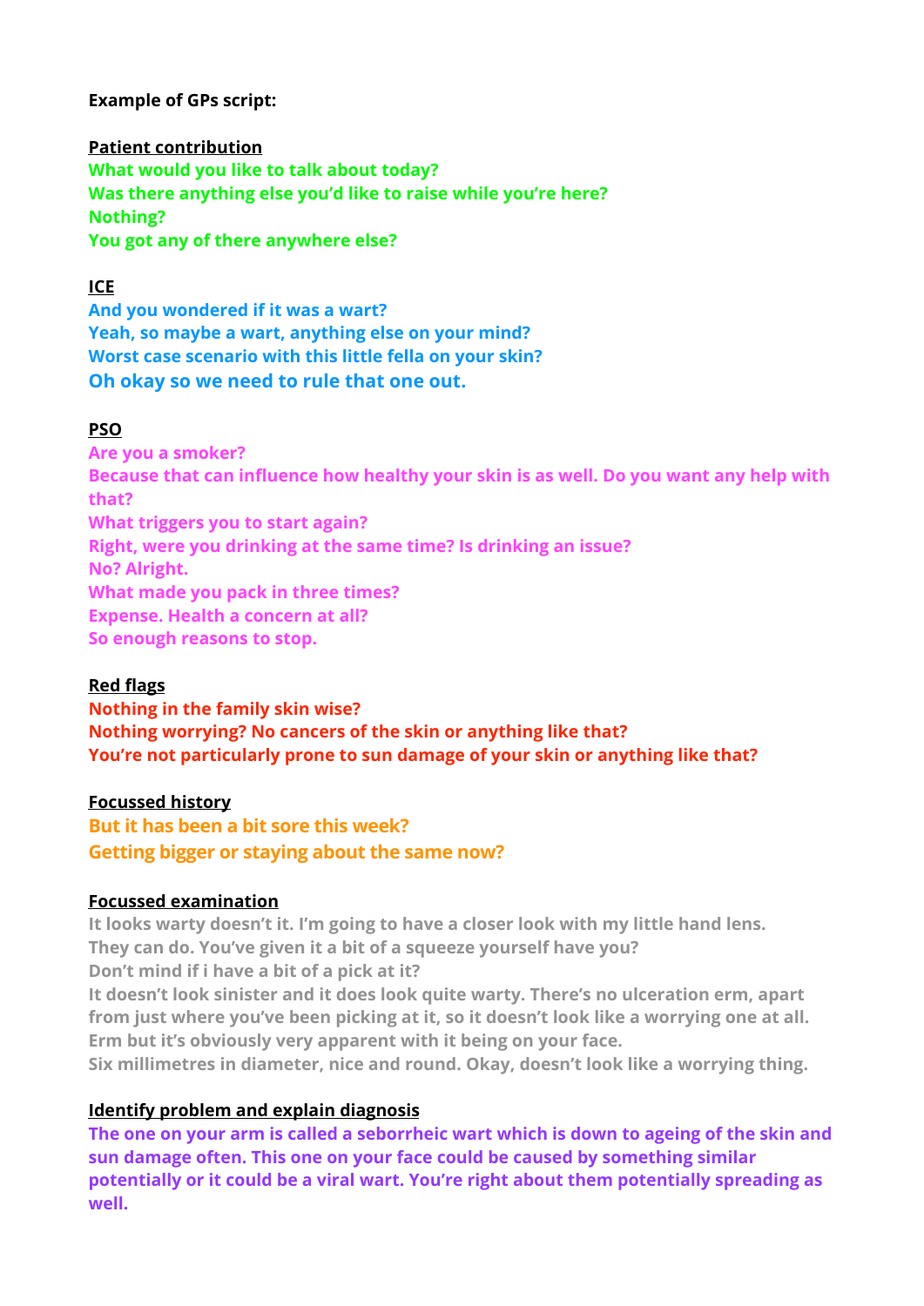**Example of GPs script:**

**Patient contribution**

What would you like to talk about today?
Was there anything else you'd like to raise while you're here?
Nothing?
You got any of there anywhere else?

**ICE**

And you wondered if it was a wart?
Yeah, so maybe a wart, anything else on your mind?
Worst case scenario with this little fella on your skin?
Oh okay so we need to rule that one out.

**PSO**

Are you a smoker?
Because that can influence how healthy your skin is as well. Do you want any help with that?
What triggers you to start again?
Right, were you drinking at the same time? Is drinking an issue?
No? Alright.
What made you pack in three times?
Expense. Health a concern at all?
So enough reasons to stop.

**Red flags**

Nothing in the family skin wise?
Nothing worrying? No cancers of the skin or anything like that?
You're not particularly prone to sun damage of your skin or anything like that?

**Focussed history**

But it has been a bit sore this week?
Getting bigger or staying about the same now?

**Focussed examination**

It looks warty doesn't it. I'm going to have a closer look with my little hand lens.
They can do. You've given it a bit of a squeeze yourself have you?
Don't mind if i have a bit of a pick at it?
It doesn't look sinister and it does look quite warty. There's no ulceration erm, apart from just where you've been picking at it, so it doesn't look like a worrying one at all.
Erm but it's obviously very apparent with it being on your face.
Six millimetres in diameter, nice and round. Okay, doesn't look like a worrying thing.

**Identify problem and explain diagnosis**

The one on your arm is called a seborrheic wart which is down to ageing of the skin and sun damage often. This one on your face could be caused by something similar potentially or it could be a viral wart. You're right about them potentially spreading as well.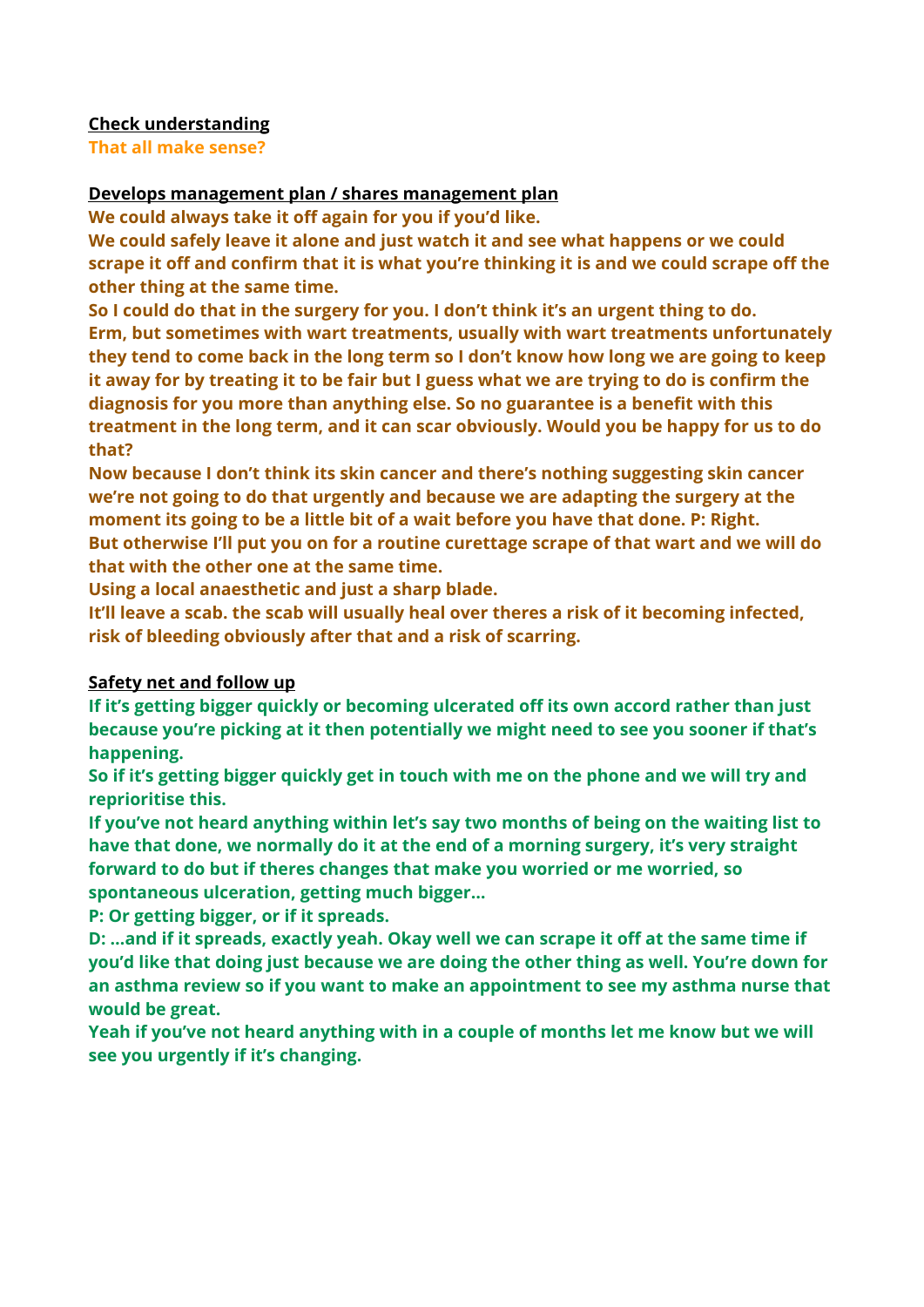**<u>Check understanding</u>**

**That all make sense?**

**<u>Develops management plan / shares management plan</u>**

**We could always take it off again for you if you'd like.**

**We could safely leave it alone and just watch it and see what happens or we could scrape it off and confirm that it is what you're thinking it is and we could scrape off the other thing at the same time.**

**So I could do that in the surgery for you. I don't think it's an urgent thing to do. Erm, but sometimes with wart treatments, usually with wart treatments unfortunately they tend to come back in the long term so I don't know how long we are going to keep it away for by treating it to be fair but I guess what we are trying to do is confirm the diagnosis for you more than anything else. So no guarantee is a benefit with this treatment in the long term, and it can scar obviously. Would you be happy for us to do that?**

**Now because I don't think its skin cancer and there's nothing suggesting skin cancer we're not going to do that urgently and because we are adapting the surgery at the moment its going to be a little bit of a wait before you have that done. P: Right.**

**But otherwise I'll put you on for a routine curettage scrape of that wart and we will do that with the other one at the same time.**

**Using a local anaesthetic and just a sharp blade.**

**It'll leave a scab. the scab will usually heal over theres a risk of it becoming infected, risk of bleeding obviously after that and a risk of scarring.**

**<u>Safety net and follow up</u>**

**If it's getting bigger quickly or becoming ulcerated off its own accord rather than just because you're picking at it then potentially we might need to see you sooner if that's happening.**

**So if it's getting bigger quickly get in touch with me on the phone and we will try and reprioritise this.**

**If you've not heard anything within let's say two months of being on the waiting list to have that done, we normally do it at the end of a morning surgery, it's very straight forward to do but if theres changes that make you worried or me worried, so spontaneous ulceration, getting much bigger…**

**P: Or getting bigger, or if it spreads.**

**D: …and if it spreads, exactly yeah. Okay well we can scrape it off at the same time if you'd like that doing just because we are doing the other thing as well. You're down for an asthma review so if you want to make an appointment to see my asthma nurse that would be great.**

**Yeah if you've not heard anything with in a couple of months let me know but we will see you urgently if it's changing.**